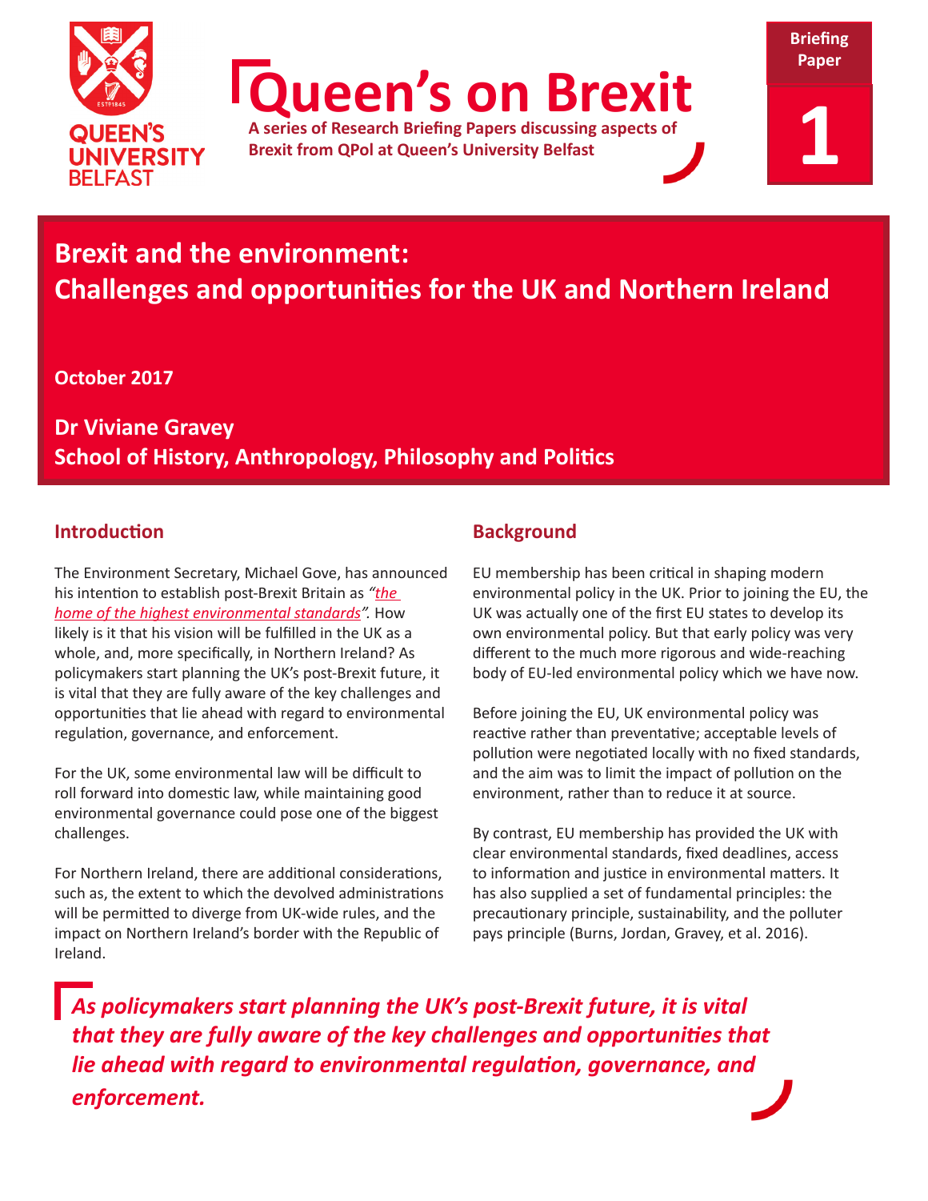QUEEN'S UNIVERSITY BELFAST

# Queen's on Brexit

**A series of Research Briefing Papers discussing aspects of Brexit from QPol at Queen's University Belfast**

**Briefing Paper 1**

# Brexit and the environment: Challenges and opportunities for the UK and Northern Ireland

**October 2017**

**Dr Viviane Gravey**
**School of History, Anthropology, Philosophy and Politics**

## Introduction

The Environment Secretary, Michael Gove, has announced his intention to establish post-Brexit Britain as *"the home of the highest environmental standards"*. How likely is it that his vision will be fulfilled in the UK as a whole, and, more specifically, in Northern Ireland? As policymakers start planning the UK's post-Brexit future, it is vital that they are fully aware of the key challenges and opportunities that lie ahead with regard to environmental regulation, governance, and enforcement.

For the UK, some environmental law will be difficult to roll forward into domestic law, while maintaining good environmental governance could pose one of the biggest challenges.

For Northern Ireland, there are additional considerations, such as, the extent to which the devolved administrations will be permitted to diverge from UK-wide rules, and the impact on Northern Ireland's border with the Republic of Ireland.

## Background

EU membership has been critical in shaping modern environmental policy in the UK. Prior to joining the EU, the UK was actually one of the first EU states to develop its own environmental policy. But that early policy was very different to the much more rigorous and wide-reaching body of EU-led environmental policy which we have now.

Before joining the EU, UK environmental policy was reactive rather than preventative; acceptable levels of pollution were negotiated locally with no fixed standards, and the aim was to limit the impact of pollution on the environment, rather than to reduce it at source.

By contrast, EU membership has provided the UK with clear environmental standards, fixed deadlines, access to information and justice in environmental matters. It has also supplied a set of fundamental principles: the precautionary principle, sustainability, and the polluter pays principle (Burns, Jordan, Gravey, et al. 2016).

> ***As policymakers start planning the UK's post-Brexit future, it is vital that they are fully aware of the key challenges and opportunities that lie ahead with regard to environmental regulation, governance, and enforcement.***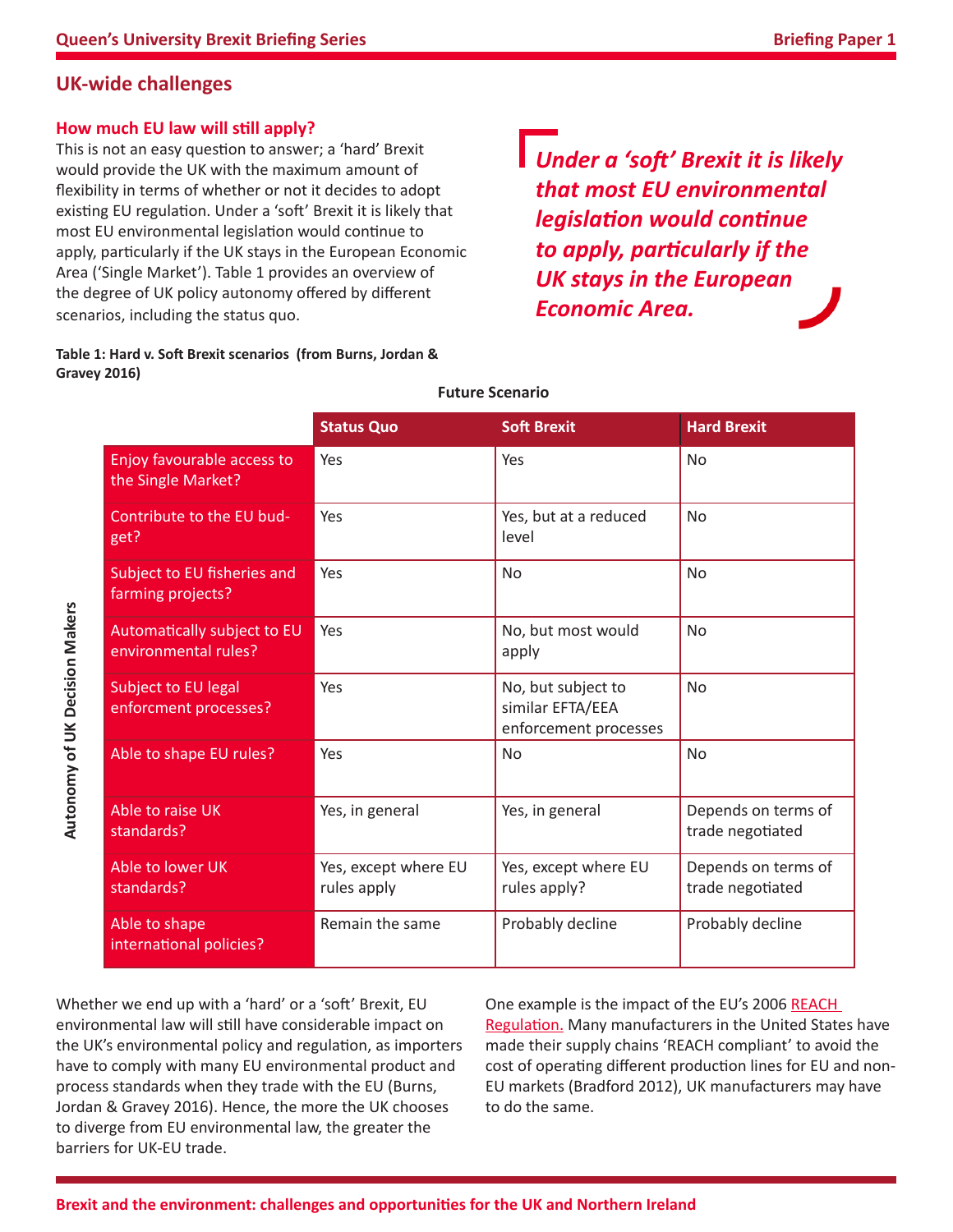## UK-wide challenges

### How much EU law will still apply?

This is not an easy question to answer; a 'hard' Brexit would provide the UK with the maximum amount of flexibility in terms of whether or not it decides to adopt existing EU regulation. Under a 'soft' Brexit it is likely that most EU environmental legislation would continue to apply, particularly if the UK stays in the European Economic Area ('Single Market'). Table 1 provides an overview of the degree of UK policy autonomy offered by different scenarios, including the status quo.

> *Under a 'soft' Brexit it is likely that most EU environmental legislation would continue to apply, particularly if the UK stays in the European Economic Area.*

**Table 1: Hard v. Soft Brexit scenarios (from Burns, Jordan & Gravey 2016)**

| Autonomy of UK Decision Makers | Future Scenario | | |
|---|---|---|---|
| | **Status Quo** | **Soft Brexit** | **Hard Brexit** |
| Enjoy favourable access to the Single Market? | Yes | Yes | No |
| Contribute to the EU budget? | Yes | Yes, but at a reduced level | No |
| Subject to EU fisheries and farming projects? | Yes | No | No |
| Automatically subject to EU environmental rules? | Yes | No, but most would apply | No |
| Subject to EU legal enforcment processes? | Yes | No, but subject to similar EFTA/EEA enforcement processes | No |
| Able to shape EU rules? | Yes | No | No |
| Able to raise UK standards? | Yes, in general | Yes, in general | Depends on terms of trade negotiated |
| Able to lower UK standards? | Yes, except where EU rules apply | Yes, except where EU rules apply? | Depends on terms of trade negotiated |
| Able to shape international policies? | Remain the same | Probably decline | Probably decline |

Whether we end up with a 'hard' or a 'soft' Brexit, EU environmental law will still have considerable impact on the UK's environmental policy and regulation, as importers have to comply with many EU environmental product and process standards when they trade with the EU (Burns, Jordan & Gravey 2016). Hence, the more the UK chooses to diverge from EU environmental law, the greater the barriers for UK-EU trade.

One example is the impact of the EU's 2006 REACH Regulation. Many manufacturers in the United States have made their supply chains 'REACH compliant' to avoid the cost of operating different production lines for EU and non-EU markets (Bradford 2012), UK manufacturers may have to do the same.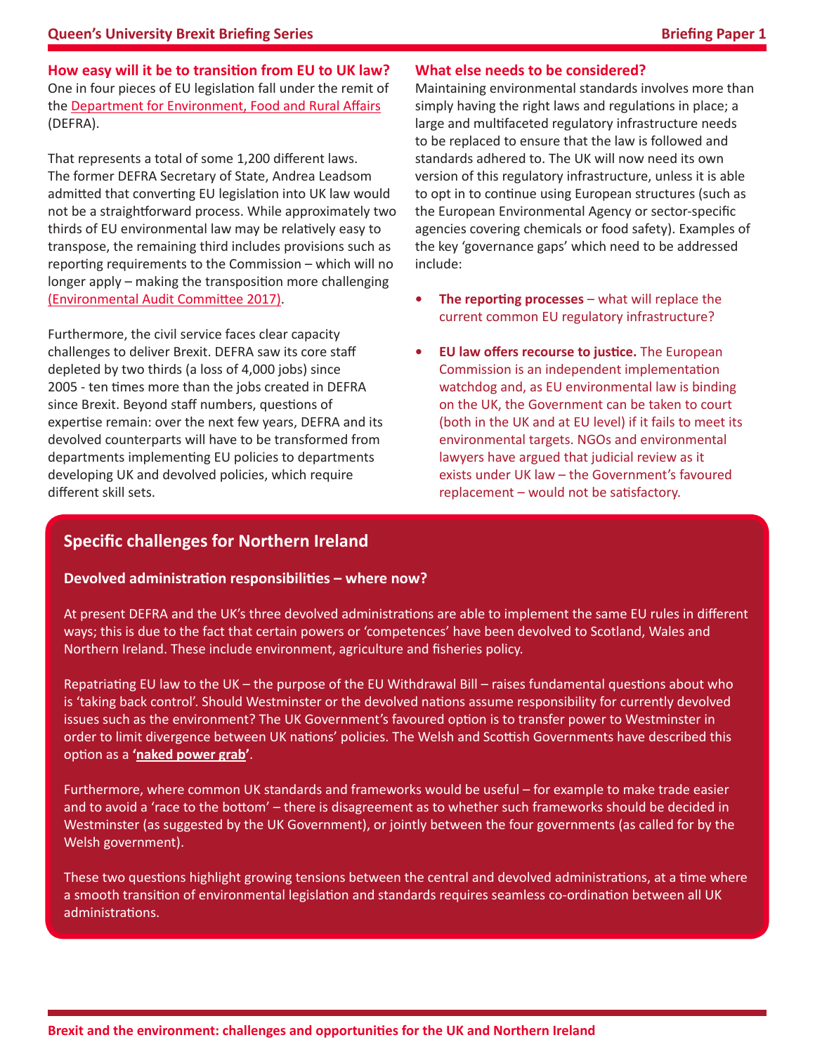## How easy will it be to transition from EU to UK law?

One in four pieces of EU legislation fall under the remit of the Department for Environment, Food and Rural Affairs (DEFRA).

That represents a total of some 1,200 different laws. The former DEFRA Secretary of State, Andrea Leadsom admitted that converting EU legislation into UK law would not be a straightforward process. While approximately two thirds of EU environmental law may be relatively easy to transpose, the remaining third includes provisions such as reporting requirements to the Commission – which will no longer apply – making the transposition more challenging (Environmental Audit Committee 2017).

Furthermore, the civil service faces clear capacity challenges to deliver Brexit. DEFRA saw its core staff depleted by two thirds (a loss of 4,000 jobs) since 2005 - ten times more than the jobs created in DEFRA since Brexit. Beyond staff numbers, questions of expertise remain: over the next few years, DEFRA and its devolved counterparts will have to be transformed from departments implementing EU policies to departments developing UK and devolved policies, which require different skill sets.

## What else needs to be considered?

Maintaining environmental standards involves more than simply having the right laws and regulations in place; a large and multifaceted regulatory infrastructure needs to be replaced to ensure that the law is followed and standards adhered to. The UK will now need its own version of this regulatory infrastructure, unless it is able to opt in to continue using European structures (such as the European Environmental Agency or sector-specific agencies covering chemicals or food safety). Examples of the key 'governance gaps' which need to be addressed include:

- **The reporting processes** – what will replace the current common EU regulatory infrastructure?
- **EU law offers recourse to justice.** The European Commission is an independent implementation watchdog and, as EU environmental law is binding on the UK, the Government can be taken to court (both in the UK and at EU level) if it fails to meet its environmental targets. NGOs and environmental lawyers have argued that judicial review as it exists under UK law – the Government's favoured replacement – would not be satisfactory.

## Specific challenges for Northern Ireland

### Devolved administration responsibilities – where now?

At present DEFRA and the UK's three devolved administrations are able to implement the same EU rules in different ways; this is due to the fact that certain powers or 'competences' have been devolved to Scotland, Wales and Northern Ireland. These include environment, agriculture and fisheries policy.

Repatriating EU law to the UK – the purpose of the EU Withdrawal Bill – raises fundamental questions about who is 'taking back control'. Should Westminster or the devolved nations assume responsibility for currently devolved issues such as the environment? The UK Government's favoured option is to transfer power to Westminster in order to limit divergence between UK nations' policies. The Welsh and Scottish Governments have described this option as a **'naked power grab'**.

Furthermore, where common UK standards and frameworks would be useful – for example to make trade easier and to avoid a 'race to the bottom' – there is disagreement as to whether such frameworks should be decided in Westminster (as suggested by the UK Government), or jointly between the four governments (as called for by the Welsh government).

These two questions highlight growing tensions between the central and devolved administrations, at a time where a smooth transition of environmental legislation and standards requires seamless co-ordination between all UK administrations.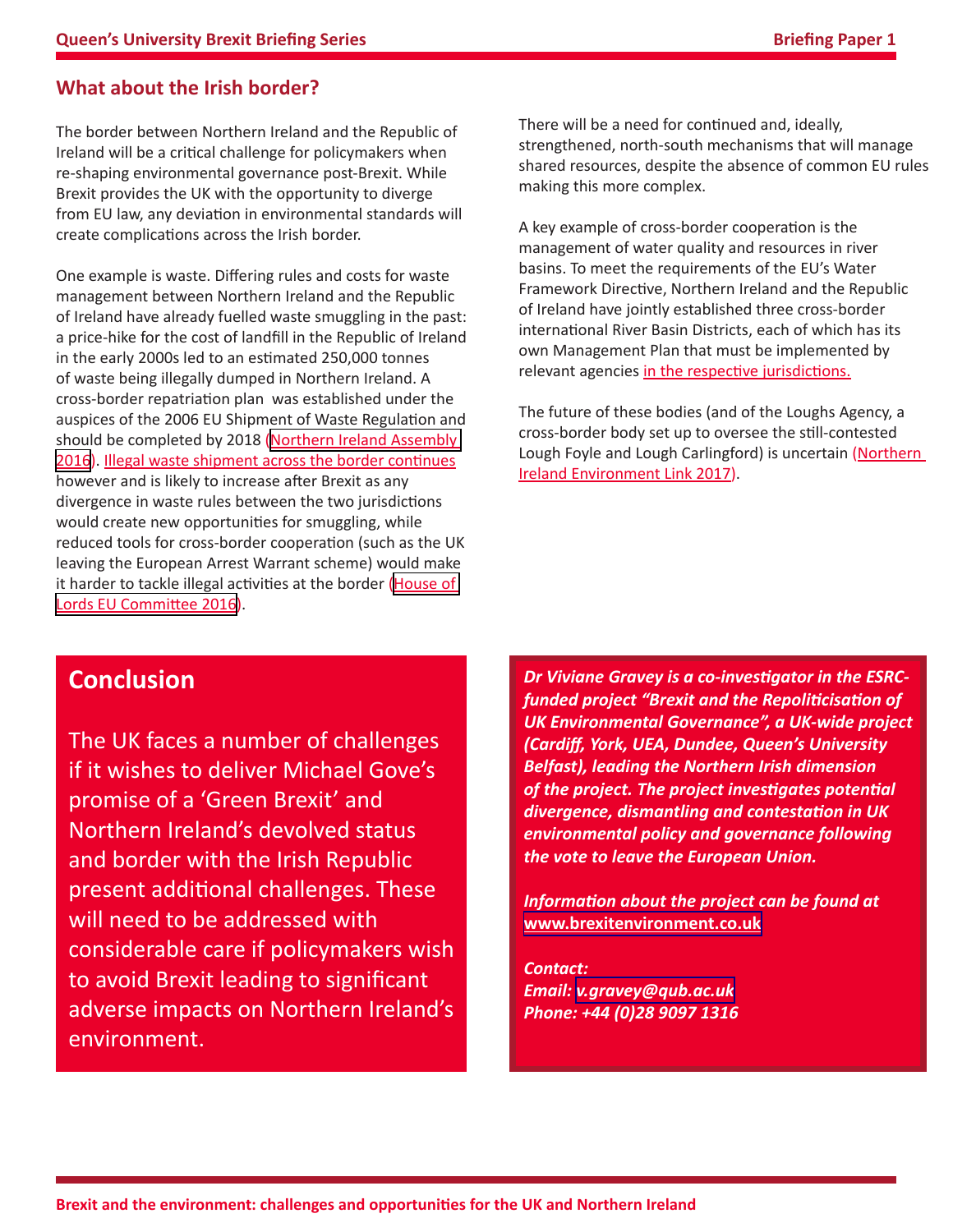## What about the Irish border?

The border between Northern Ireland and the Republic of Ireland will be a critical challenge for policymakers when re-shaping environmental governance post-Brexit. While Brexit provides the UK with the opportunity to diverge from EU law, any deviation in environmental standards will create complications across the Irish border.

One example is waste. Differing rules and costs for waste management between Northern Ireland and the Republic of Ireland have already fuelled waste smuggling in the past: a price-hike for the cost of landfill in the Republic of Ireland in the early 2000s led to an estimated 250,000 tonnes of waste being illegally dumped in Northern Ireland. A cross-border repatriation plan was established under the auspices of the 2006 EU Shipment of Waste Regulation and should be completed by 2018 (Northern Ireland Assembly 2016). Illegal waste shipment across the border continues however and is likely to increase after Brexit as any divergence in waste rules between the two jurisdictions would create new opportunities for smuggling, while reduced tools for cross-border cooperation (such as the UK leaving the European Arrest Warrant scheme) would make it harder to tackle illegal activities at the border (House of Lords EU Committee 2016).

There will be a need for continued and, ideally, strengthened, north-south mechanisms that will manage shared resources, despite the absence of common EU rules making this more complex.

A key example of cross-border cooperation is the management of water quality and resources in river basins. To meet the requirements of the EU's Water Framework Directive, Northern Ireland and the Republic of Ireland have jointly established three cross-border international River Basin Districts, each of which has its own Management Plan that must be implemented by relevant agencies in the respective jurisdictions.

The future of these bodies (and of the Loughs Agency, a cross-border body set up to oversee the still-contested Lough Foyle and Lough Carlingford) is uncertain (Northern Ireland Environment Link 2017).

## Conclusion

The UK faces a number of challenges if it wishes to deliver Michael Gove's promise of a 'Green Brexit' and Northern Ireland's devolved status and border with the Irish Republic present additional challenges. These will need to be addressed with considerable care if policymakers wish to avoid Brexit leading to significant adverse impacts on Northern Ireland's environment.

***Dr Viviane Gravey is a co-investigator in the ESRC-funded project "Brexit and the Repoliticisation of UK Environmental Governance", a UK-wide project (Cardiff, York, UEA, Dundee, Queen's University Belfast), leading the Northern Irish dimension of the project. The project investigates potential divergence, dismantling and contestation in UK environmental policy and governance following the vote to leave the European Union.***

***Information about the project can be found at www.brexitenvironment.co.uk***

***Contact:***
***Email: v.gravey@qub.ac.uk***
***Phone: +44 (0)28 9097 1316***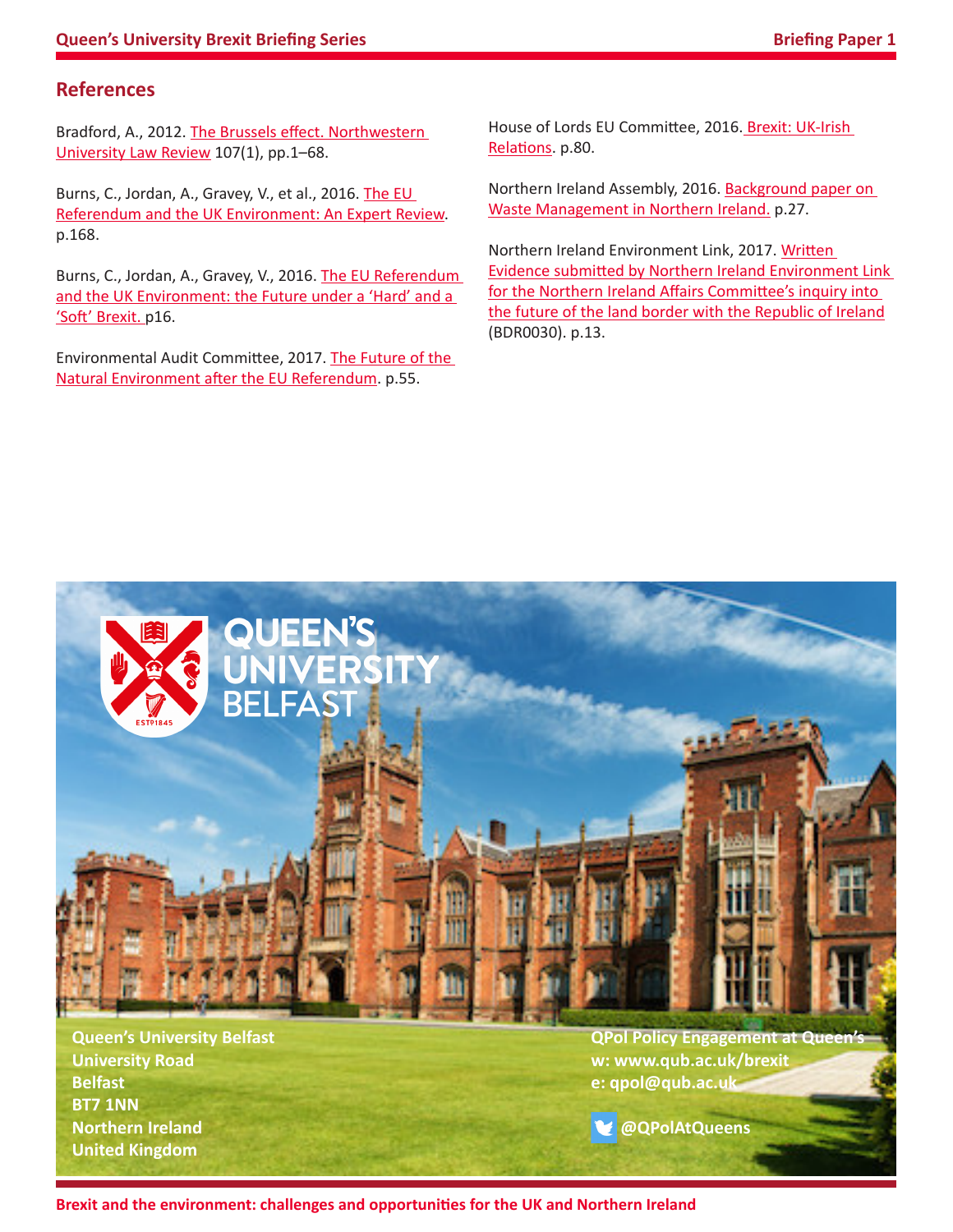## References

Bradford, A., 2012. The Brussels effect. Northwestern University Law Review 107(1), pp.1–68.

Burns, C., Jordan, A., Gravey, V., et al., 2016. The EU Referendum and the UK Environment: An Expert Review. p.168.

Burns, C., Jordan, A., Gravey, V., 2016. The EU Referendum and the UK Environment: the Future under a 'Hard' and a 'Soft' Brexit. p16.

Environmental Audit Committee, 2017. The Future of the Natural Environment after the EU Referendum. p.55.

House of Lords EU Committee, 2016. Brexit: UK-Irish Relations. p.80.

Northern Ireland Assembly, 2016. Background paper on Waste Management in Northern Ireland. p.27.

Northern Ireland Environment Link, 2017. Written Evidence submitted by Northern Ireland Environment Link for the Northern Ireland Affairs Committee's inquiry into the future of the land border with the Republic of Ireland (BDR0030). p.13.

QUEEN'S UNIVERSITY BELFAST

**Queen's University Belfast**
**University Road**
**Belfast**
**BT7 1NN**
**Northern Ireland**
**United Kingdom**

**QPol Policy Engagement at Queen's**
**w: www.qub.ac.uk/brexit**
**e: qpol@qub.ac.uk**

**@QPolAtQueens**